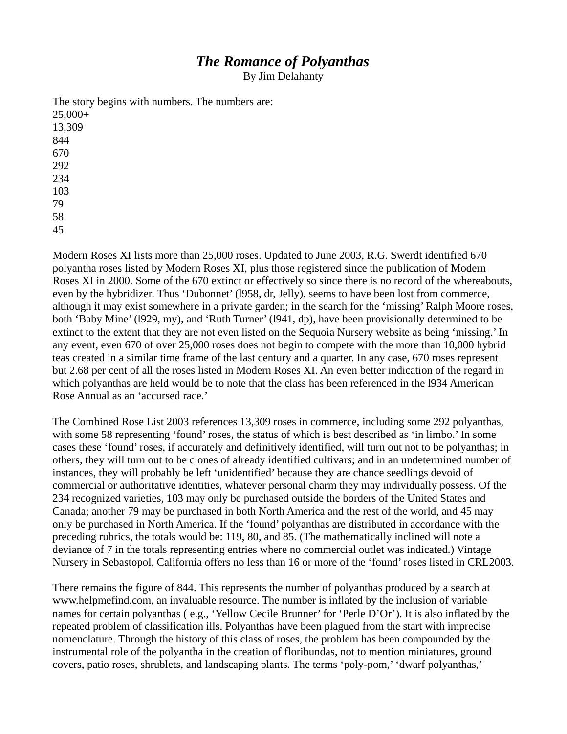# *The Romance of Polyanthas*

By Jim Delahanty

The story begins with numbers. The numbers are:
25,000+
13,309
844
670
292
234
103
79
58
45

Modern Roses XI lists more than 25,000 roses. Updated to June 2003, R.G. Swerdt identified 670 polyantha roses listed by Modern Roses XI, plus those registered since the publication of Modern Roses XI in 2000. Some of the 670 extinct or effectively so since there is no record of the whereabouts, even by the hybridizer. Thus 'Dubonnet' (l958, dr, Jelly), seems to have been lost from commerce, although it may exist somewhere in a private garden; in the search for the 'missing' Ralph Moore roses, both 'Baby Mine' (l929, my), and 'Ruth Turner' (l941, dp), have been provisionally determined to be extinct to the extent that they are not even listed on the Sequoia Nursery website as being 'missing.' In any event, even 670 of over 25,000 roses does not begin to compete with the more than 10,000 hybrid teas created in a similar time frame of the last century and a quarter. In any case, 670 roses represent but 2.68 per cent of all the roses listed in Modern Roses XI. An even better indication of the regard in which polyanthas are held would be to note that the class has been referenced in the l934 American Rose Annual as an 'accursed race.'

The Combined Rose List 2003 references 13,309 roses in commerce, including some 292 polyanthas, with some 58 representing 'found' roses, the status of which is best described as 'in limbo.' In some cases these 'found' roses, if accurately and definitively identified, will turn out not to be polyanthas; in others, they will turn out to be clones of already identified cultivars; and in an undetermined number of instances, they will probably be left 'unidentified' because they are chance seedlings devoid of commercial or authoritative identities, whatever personal charm they may individually possess. Of the 234 recognized varieties, 103 may only be purchased outside the borders of the United States and Canada; another 79 may be purchased in both North America and the rest of the world, and 45 may only be purchased in North America. If the 'found' polyanthas are distributed in accordance with the preceding rubrics, the totals would be: 119, 80, and 85. (The mathematically inclined will note a deviance of 7 in the totals representing entries where no commercial outlet was indicated.) Vintage Nursery in Sebastopol, California offers no less than 16 or more of the 'found' roses listed in CRL2003.

There remains the figure of 844. This represents the number of polyanthas produced by a search at www.helpmefind.com, an invaluable resource. The number is inflated by the inclusion of variable names for certain polyanthas ( e.g., 'Yellow Cecile Brunner' for 'Perle D'Or'). It is also inflated by the repeated problem of classification ills. Polyanthas have been plagued from the start with imprecise nomenclature. Through the history of this class of roses, the problem has been compounded by the instrumental role of the polyantha in the creation of floribundas, not to mention miniatures, ground covers, patio roses, shrublets, and landscaping plants. The terms 'poly-pom,' 'dwarf polyanthas,'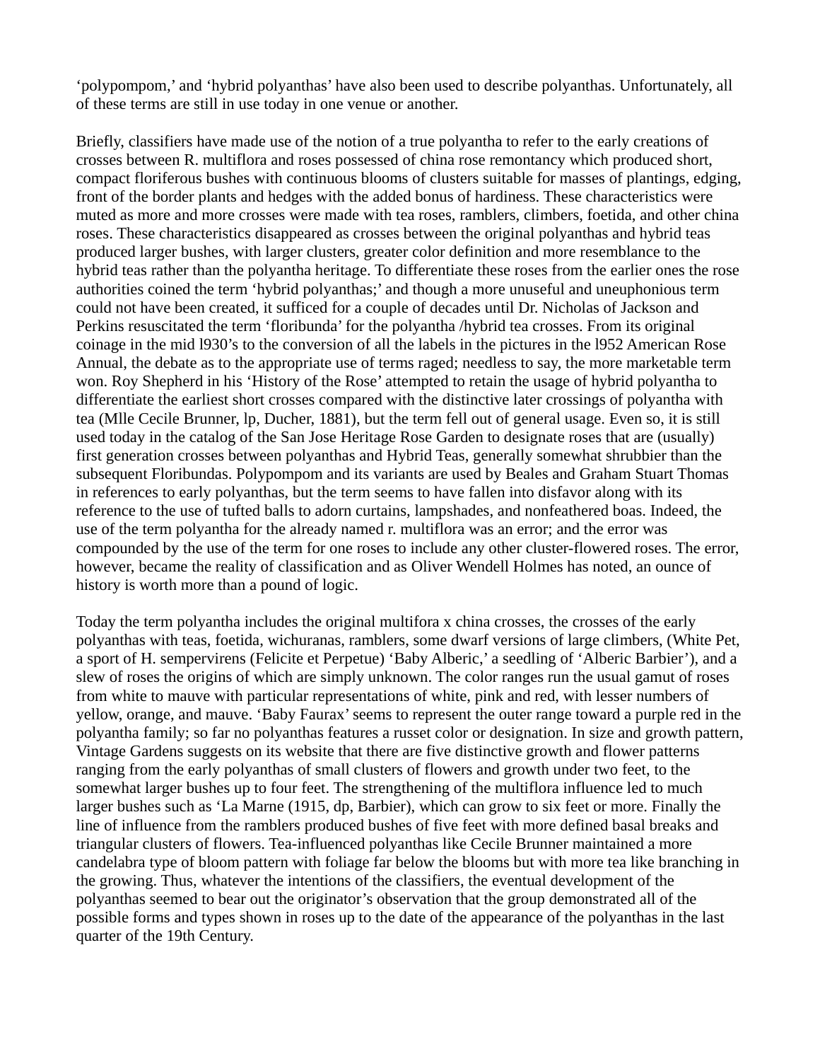‘polypompom,’ and ‘hybrid polyanthas’ have also been used to describe polyanthas. Unfortunately, all of these terms are still in use today in one venue or another.

Briefly, classifiers have made use of the notion of a true polyantha to refer to the early creations of crosses between R. multiflora and roses possessed of china rose remontancy which produced short, compact floriferous bushes with continuous blooms of clusters suitable for masses of plantings, edging, front of the border plants and hedges with the added bonus of hardiness. These characteristics were muted as more and more crosses were made with tea roses, ramblers, climbers, foetida, and other china roses. These characteristics disappeared as crosses between the original polyanthas and hybrid teas produced larger bushes, with larger clusters, greater color definition and more resemblance to the hybrid teas rather than the polyantha heritage. To differentiate these roses from the earlier ones the rose authorities coined the term ‘hybrid polyanthas;’ and though a more unuseful and uneuphonious term could not have been created, it sufficed for a couple of decades until Dr. Nicholas of Jackson and Perkins resuscitated the term ‘floribunda’ for the polyantha /hybrid tea crosses. From its original coinage in the mid l930’s to the conversion of all the labels in the pictures in the l952 American Rose Annual, the debate as to the appropriate use of terms raged; needless to say, the more marketable term won. Roy Shepherd in his ‘History of the Rose’ attempted to retain the usage of hybrid polyantha to differentiate the earliest short crosses compared with the distinctive later crossings of polyantha with tea (Mlle Cecile Brunner, lp, Ducher, 1881), but the term fell out of general usage. Even so, it is still used today in the catalog of the San Jose Heritage Rose Garden to designate roses that are (usually) first generation crosses between polyanthas and Hybrid Teas, generally somewhat shrubbier than the subsequent Floribundas. Polypompom and its variants are used by Beales and Graham Stuart Thomas in references to early polyanthas, but the term seems to have fallen into disfavor along with its reference to the use of tufted balls to adorn curtains, lampshades, and nonfeathered boas. Indeed, the use of the term polyantha for the already named r. multiflora was an error; and the error was compounded by the use of the term for one roses to include any other cluster-flowered roses. The error, however, became the reality of classification and as Oliver Wendell Holmes has noted, an ounce of history is worth more than a pound of logic.

Today the term polyantha includes the original multifora x china crosses, the crosses of the early polyanthas with teas, foetida, wichuranas, ramblers, some dwarf versions of large climbers, (White Pet, a sport of H. sempervirens (Felicite et Perpetue) ‘Baby Alberic,’ a seedling of ‘Alberic Barbier’), and a slew of roses the origins of which are simply unknown. The color ranges run the usual gamut of roses from white to mauve with particular representations of white, pink and red, with lesser numbers of yellow, orange, and mauve. ‘Baby Faurax’ seems to represent the outer range toward a purple red in the polyantha family; so far no polyanthas features a russet color or designation. In size and growth pattern, Vintage Gardens suggests on its website that there are five distinctive growth and flower patterns ranging from the early polyanthas of small clusters of flowers and growth under two feet, to the somewhat larger bushes up to four feet. The strengthening of the multiflora influence led to much larger bushes such as ‘La Marne (1915, dp, Barbier), which can grow to six feet or more. Finally the line of influence from the ramblers produced bushes of five feet with more defined basal breaks and triangular clusters of flowers. Tea-influenced polyanthas like Cecile Brunner maintained a more candelabra type of bloom pattern with foliage far below the blooms but with more tea like branching in the growing. Thus, whatever the intentions of the classifiers, the eventual development of the polyanthas seemed to bear out the originator’s observation that the group demonstrated all of the possible forms and types shown in roses up to the date of the appearance of the polyanthas in the last quarter of the 19th Century.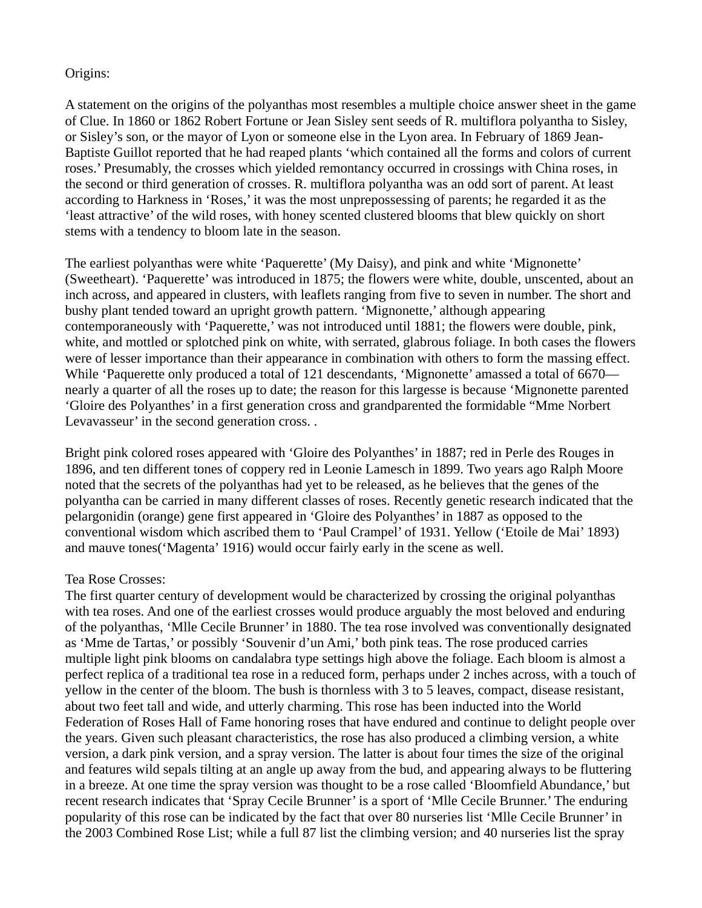Origins:

A statement on the origins of the polyanthas most resembles a multiple choice answer sheet in the game of Clue. In 1860 or 1862 Robert Fortune or Jean Sisley sent seeds of R. multiflora polyantha to Sisley, or Sisley's son, or the mayor of Lyon or someone else in the Lyon area. In February of 1869 Jean-Baptiste Guillot reported that he had reaped plants 'which contained all the forms and colors of current roses.' Presumably, the crosses which yielded remontancy occurred in crossings with China roses, in the second or third generation of crosses. R. multiflora polyantha was an odd sort of parent. At least according to Harkness in 'Roses,' it was the most unprepossessing of parents; he regarded it as the 'least attractive' of the wild roses, with honey scented clustered blooms that blew quickly on short stems with a tendency to bloom late in the season.

The earliest polyanthas were white 'Paquerette' (My Daisy), and pink and white 'Mignonette' (Sweetheart). 'Paquerette' was introduced in 1875; the flowers were white, double, unscented, about an inch across, and appeared in clusters, with leaflets ranging from five to seven in number. The short and bushy plant tended toward an upright growth pattern. 'Mignonette,' although appearing contemporaneously with 'Paquerette,' was not introduced until 1881; the flowers were double, pink, white, and mottled or splotched pink on white, with serrated, glabrous foliage. In both cases the flowers were of lesser importance than their appearance in combination with others to form the massing effect. While 'Paquerette only produced a total of 121 descendants, 'Mignonette' amassed a total of 6670—nearly a quarter of all the roses up to date; the reason for this largesse is because 'Mignonette parented 'Gloire des Polyanthes' in a first generation cross and grandparented the formidable "Mme Norbert Levavasseur' in the second generation cross. .

Bright pink colored roses appeared with 'Gloire des Polyanthes' in 1887; red in Perle des Rouges in 1896, and ten different tones of coppery red in Leonie Lamesch in 1899. Two years ago Ralph Moore noted that the secrets of the polyanthas had yet to be released, as he believes that the genes of the polyantha can be carried in many different classes of roses. Recently genetic research indicated that the pelargonidin (orange) gene first appeared in 'Gloire des Polyanthes' in 1887 as opposed to the conventional wisdom which ascribed them to 'Paul Crampel' of 1931. Yellow ('Etoile de Mai' 1893) and mauve tones('Magenta' 1916) would occur fairly early in the scene as well.

Tea Rose Crosses:

The first quarter century of development would be characterized by crossing the original polyanthas with tea roses. And one of the earliest crosses would produce arguably the most beloved and enduring of the polyanthas, 'Mlle Cecile Brunner' in 1880. The tea rose involved was conventionally designated as 'Mme de Tartas,' or possibly 'Souvenir d'un Ami,' both pink teas. The rose produced carries multiple light pink blooms on candalabra type settings high above the foliage. Each bloom is almost a perfect replica of a traditional tea rose in a reduced form, perhaps under 2 inches across, with a touch of yellow in the center of the bloom. The bush is thornless with 3 to 5 leaves, compact, disease resistant, about two feet tall and wide, and utterly charming. This rose has been inducted into the World Federation of Roses Hall of Fame honoring roses that have endured and continue to delight people over the years. Given such pleasant characteristics, the rose has also produced a climbing version, a white version, a dark pink version, and a spray version. The latter is about four times the size of the original and features wild sepals tilting at an angle up away from the bud, and appearing always to be fluttering in a breeze. At one time the spray version was thought to be a rose called 'Bloomfield Abundance,' but recent research indicates that 'Spray Cecile Brunner' is a sport of 'Mlle Cecile Brunner.' The enduring popularity of this rose can be indicated by the fact that over 80 nurseries list 'Mlle Cecile Brunner' in the 2003 Combined Rose List; while a full 87 list the climbing version; and 40 nurseries list the spray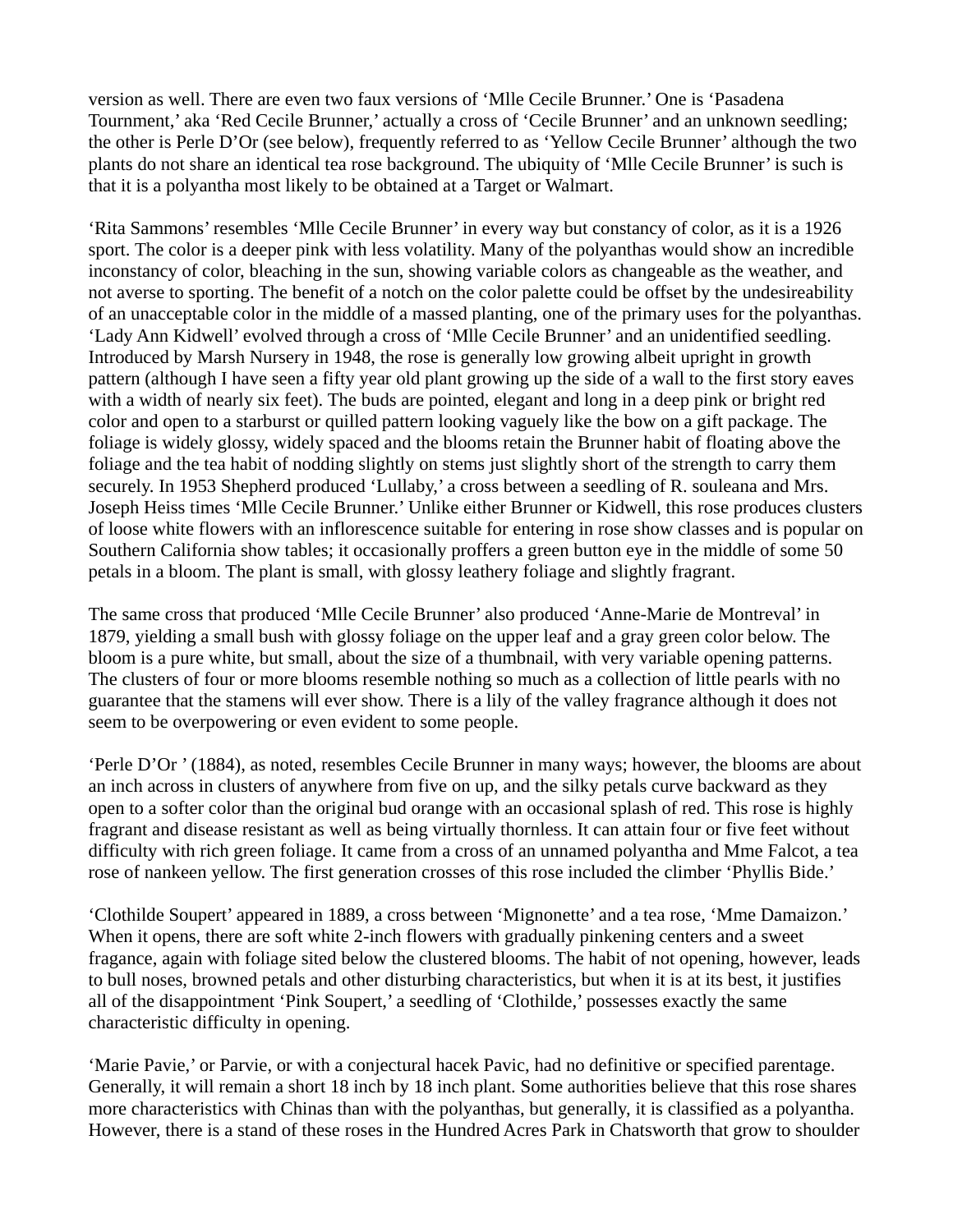version as well. There are even two faux versions of 'Mlle Cecile Brunner.' One is 'Pasadena Tournment,' aka 'Red Cecile Brunner,' actually a cross of 'Cecile Brunner' and an unknown seedling; the other is Perle D'Or (see below), frequently referred to as 'Yellow Cecile Brunner' although the two plants do not share an identical tea rose background. The ubiquity of 'Mlle Cecile Brunner' is such is that it is a polyantha most likely to be obtained at a Target or Walmart.

'Rita Sammons' resembles 'Mlle Cecile Brunner' in every way but constancy of color, as it is a 1926 sport. The color is a deeper pink with less volatility. Many of the polyanthas would show an incredible inconstancy of color, bleaching in the sun, showing variable colors as changeable as the weather, and not averse to sporting. The benefit of a notch on the color palette could be offset by the undesireability of an unacceptable color in the middle of a massed planting, one of the primary uses for the polyanthas. 'Lady Ann Kidwell' evolved through a cross of 'Mlle Cecile Brunner' and an unidentified seedling. Introduced by Marsh Nursery in 1948, the rose is generally low growing albeit upright in growth pattern (although I have seen a fifty year old plant growing up the side of a wall to the first story eaves with a width of nearly six feet). The buds are pointed, elegant and long in a deep pink or bright red color and open to a starburst or quilled pattern looking vaguely like the bow on a gift package. The foliage is widely glossy, widely spaced and the blooms retain the Brunner habit of floating above the foliage and the tea habit of nodding slightly on stems just slightly short of the strength to carry them securely. In 1953 Shepherd produced 'Lullaby,' a cross between a seedling of R. souleana and Mrs. Joseph Heiss times 'Mlle Cecile Brunner.' Unlike either Brunner or Kidwell, this rose produces clusters of loose white flowers with an inflorescence suitable for entering in rose show classes and is popular on Southern California show tables; it occasionally proffers a green button eye in the middle of some 50 petals in a bloom. The plant is small, with glossy leathery foliage and slightly fragrant.

The same cross that produced 'Mlle Cecile Brunner' also produced 'Anne-Marie de Montreval' in 1879, yielding a small bush with glossy foliage on the upper leaf and a gray green color below. The bloom is a pure white, but small, about the size of a thumbnail, with very variable opening patterns. The clusters of four or more blooms resemble nothing so much as a collection of little pearls with no guarantee that the stamens will ever show. There is a lily of the valley fragrance although it does not seem to be overpowering or even evident to some people.

'Perle D'Or ' (1884), as noted, resembles Cecile Brunner in many ways; however, the blooms are about an inch across in clusters of anywhere from five on up, and the silky petals curve backward as they open to a softer color than the original bud orange with an occasional splash of red. This rose is highly fragrant and disease resistant as well as being virtually thornless. It can attain four or five feet without difficulty with rich green foliage. It came from a cross of an unnamed polyantha and Mme Falcot, a tea rose of nankeen yellow. The first generation crosses of this rose included the climber 'Phyllis Bide.'

'Clothilde Soupert' appeared in 1889, a cross between 'Mignonette' and a tea rose, 'Mme Damaizon.' When it opens, there are soft white 2-inch flowers with gradually pinkening centers and a sweet fragance, again with foliage sited below the clustered blooms. The habit of not opening, however, leads to bull noses, browned petals and other disturbing characteristics, but when it is at its best, it justifies all of the disappointment 'Pink Soupert,' a seedling of 'Clothilde,' possesses exactly the same characteristic difficulty in opening.

'Marie Pavie,' or Parvie, or with a conjectural hacek Pavic, had no definitive or specified parentage. Generally, it will remain a short 18 inch by 18 inch plant. Some authorities believe that this rose shares more characteristics with Chinas than with the polyanthas, but generally, it is classified as a polyantha. However, there is a stand of these roses in the Hundred Acres Park in Chatsworth that grow to shoulder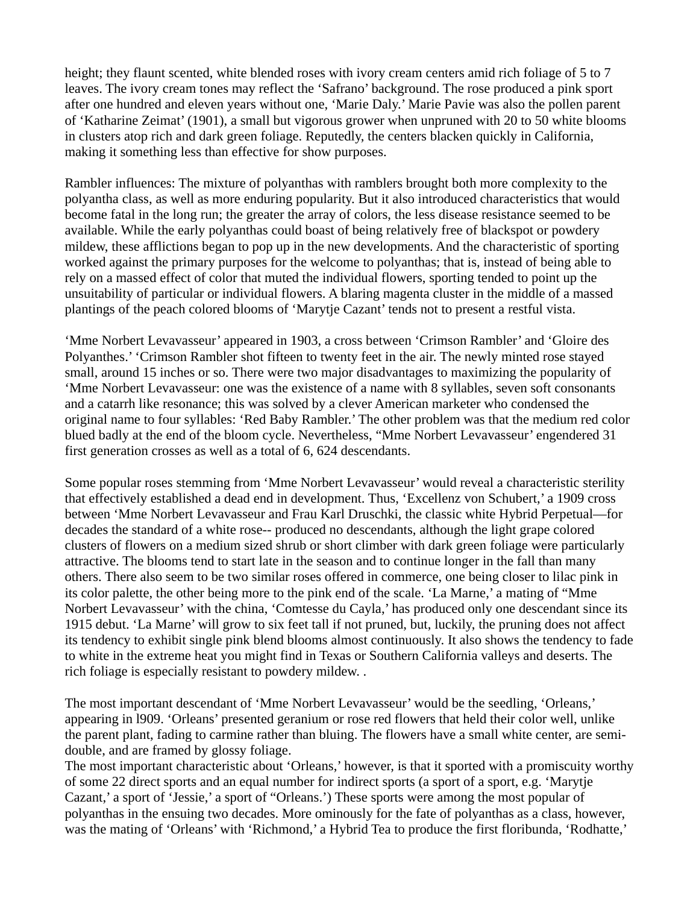height; they flaunt scented, white blended roses with ivory cream centers amid rich foliage of 5 to 7 leaves. The ivory cream tones may reflect the 'Safrano' background. The rose produced a pink sport after one hundred and eleven years without one, 'Marie Daly.' Marie Pavie was also the pollen parent of 'Katharine Zeimat' (1901), a small but vigorous grower when unpruned with 20 to 50 white blooms in clusters atop rich and dark green foliage. Reputedly, the centers blacken quickly in California, making it something less than effective for show purposes.

Rambler influences: The mixture of polyanthas with ramblers brought both more complexity to the polyantha class, as well as more enduring popularity. But it also introduced characteristics that would become fatal in the long run; the greater the array of colors, the less disease resistance seemed to be available. While the early polyanthas could boast of being relatively free of blackspot or powdery mildew, these afflictions began to pop up in the new developments. And the characteristic of sporting worked against the primary purposes for the welcome to polyanthas; that is, instead of being able to rely on a massed effect of color that muted the individual flowers, sporting tended to point up the unsuitability of particular or individual flowers. A blaring magenta cluster in the middle of a massed plantings of the peach colored blooms of 'Marytje Cazant' tends not to present a restful vista.

'Mme Norbert Levavasseur' appeared in 1903, a cross between 'Crimson Rambler' and 'Gloire des Polyanthes.' 'Crimson Rambler shot fifteen to twenty feet in the air. The newly minted rose stayed small, around 15 inches or so. There were two major disadvantages to maximizing the popularity of 'Mme Norbert Levavasseur: one was the existence of a name with 8 syllables, seven soft consonants and a catarrh like resonance; this was solved by a clever American marketer who condensed the original name to four syllables: 'Red Baby Rambler.' The other problem was that the medium red color blued badly at the end of the bloom cycle. Nevertheless, "Mme Norbert Levavasseur' engendered 31 first generation crosses as well as a total of 6, 624 descendants.

Some popular roses stemming from 'Mme Norbert Levavasseur' would reveal a characteristic sterility that effectively established a dead end in development. Thus, 'Excellenz von Schubert,' a 1909 cross between 'Mme Norbert Levavasseur and Frau Karl Druschki, the classic white Hybrid Perpetual—for decades the standard of a white rose-- produced no descendants, although the light grape colored clusters of flowers on a medium sized shrub or short climber with dark green foliage were particularly attractive. The blooms tend to start late in the season and to continue longer in the fall than many others. There also seem to be two similar roses offered in commerce, one being closer to lilac pink in its color palette, the other being more to the pink end of the scale. 'La Marne,' a mating of "Mme Norbert Levavasseur' with the china, 'Comtesse du Cayla,' has produced only one descendant since its 1915 debut. 'La Marne' will grow to six feet tall if not pruned, but, luckily, the pruning does not affect its tendency to exhibit single pink blend blooms almost continuously. It also shows the tendency to fade to white in the extreme heat you might find in Texas or Southern California valleys and deserts. The rich foliage is especially resistant to powdery mildew. .

The most important descendant of 'Mme Norbert Levavasseur' would be the seedling, 'Orleans,' appearing in l909. 'Orleans' presented geranium or rose red flowers that held their color well, unlike the parent plant, fading to carmine rather than bluing. The flowers have a small white center, are semi-double, and are framed by glossy foliage.

The most important characteristic about 'Orleans,' however, is that it sported with a promiscuity worthy of some 22 direct sports and an equal number for indirect sports (a sport of a sport, e.g. 'Marytje Cazant,' a sport of 'Jessie,' a sport of "Orleans.') These sports were among the most popular of polyanthas in the ensuing two decades. More ominously for the fate of polyanthas as a class, however, was the mating of 'Orleans' with 'Richmond,' a Hybrid Tea to produce the first floribunda, 'Rodhatte,'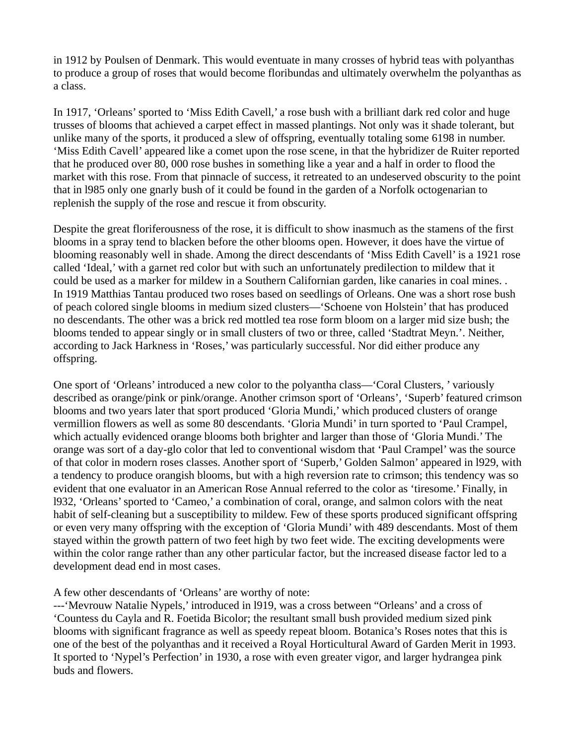in 1912 by Poulsen of Denmark. This would eventuate in many crosses of hybrid teas with polyanthas to produce a group of roses that would become floribundas and ultimately overwhelm the polyanthas as a class.

In 1917, 'Orleans' sported to 'Miss Edith Cavell,' a rose bush with a brilliant dark red color and huge trusses of blooms that achieved a carpet effect in massed plantings. Not only was it shade tolerant, but unlike many of the sports, it produced a slew of offspring, eventually totaling some 6198 in number. 'Miss Edith Cavell' appeared like a comet upon the rose scene, in that the hybridizer de Ruiter reported that he produced over 80, 000 rose bushes in something like a year and a half in order to flood the market with this rose. From that pinnacle of success, it retreated to an undeserved obscurity to the point that in l985 only one gnarly bush of it could be found in the garden of a Norfolk octogenarian to replenish the supply of the rose and rescue it from obscurity.

Despite the great floriferousness of the rose, it is difficult to show inasmuch as the stamens of the first blooms in a spray tend to blacken before the other blooms open. However, it does have the virtue of blooming reasonably well in shade. Among the direct descendants of 'Miss Edith Cavell' is a 1921 rose called 'Ideal,' with a garnet red color but with such an unfortunately predilection to mildew that it could be used as a marker for mildew in a Southern Californian garden, like canaries in coal mines. .
In 1919 Matthias Tantau produced two roses based on seedlings of Orleans. One was a short rose bush of peach colored single blooms in medium sized clusters—'Schoene von Holstein' that has produced no descendants. The other was a brick red mottled tea rose form bloom on a larger mid size bush; the blooms tended to appear singly or in small clusters of two or three, called 'Stadtrat Meyn.'. Neither, according to Jack Harkness in 'Roses,' was particularly successful. Nor did either produce any offspring.

One sport of 'Orleans' introduced a new color to the polyantha class—'Coral Clusters, ' variously described as orange/pink or pink/orange. Another crimson sport of 'Orleans', 'Superb' featured crimson blooms and two years later that sport produced 'Gloria Mundi,' which produced clusters of orange vermillion flowers as well as some 80 descendants. 'Gloria Mundi' in turn sported to 'Paul Crampel, which actually evidenced orange blooms both brighter and larger than those of 'Gloria Mundi.' The orange was sort of a day-glo color that led to conventional wisdom that 'Paul Crampel' was the source of that color in modern roses classes. Another sport of 'Superb,' Golden Salmon' appeared in l929, with a tendency to produce orangish blooms, but with a high reversion rate to crimson; this tendency was so evident that one evaluator in an American Rose Annual referred to the color as 'tiresome.' Finally, in l932, 'Orleans' sported to 'Cameo,' a combination of coral, orange, and salmon colors with the neat habit of self-cleaning but a susceptibility to mildew. Few of these sports produced significant offspring or even very many offspring with the exception of 'Gloria Mundi' with 489 descendants. Most of them stayed within the growth pattern of two feet high by two feet wide. The exciting developments were within the color range rather than any other particular factor, but the increased disease factor led to a development dead end in most cases.

A few other descendants of 'Orleans' are worthy of note:
---'Mevrouw Natalie Nypels,' introduced in l919, was a cross between "Orleans' and a cross of 'Countess du Cayla and R. Foetida Bicolor; the resultant small bush provided medium sized pink blooms with significant fragrance as well as speedy repeat bloom. Botanica's Roses notes that this is one of the best of the polyanthas and it received a Royal Horticultural Award of Garden Merit in 1993. It sported to 'Nypel's Perfection' in 1930, a rose with even greater vigor, and larger hydrangea pink buds and flowers.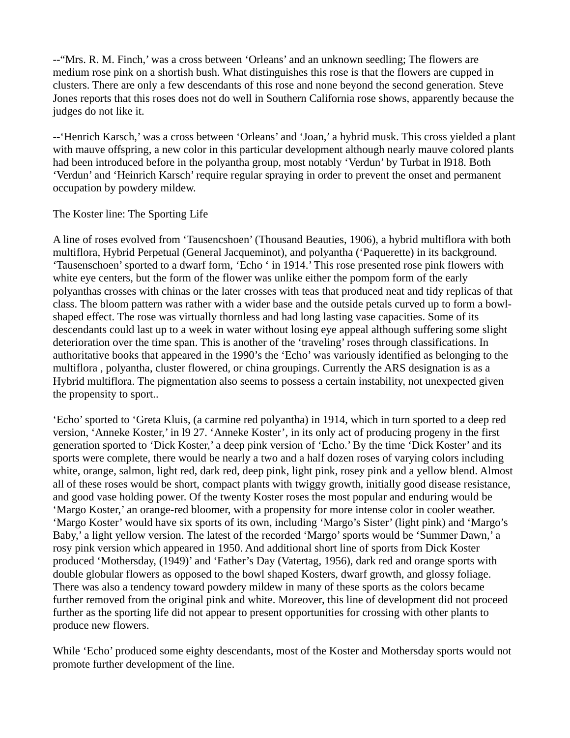--"Mrs. R. M. Finch,' was a cross between 'Orleans' and an unknown seedling; The flowers are medium rose pink on a shortish bush. What distinguishes this rose is that the flowers are cupped in clusters. There are only a few descendants of this rose and none beyond the second generation. Steve Jones reports that this roses does not do well in Southern California rose shows, apparently because the judges do not like it.

--'Henrich Karsch,' was a cross between 'Orleans' and 'Joan,' a hybrid musk. This cross yielded a plant with mauve offspring, a new color in this particular development although nearly mauve colored plants had been introduced before in the polyantha group, most notably 'Verdun' by Turbat in l918. Both 'Verdun' and 'Heinrich Karsch' require regular spraying in order to prevent the onset and permanent occupation by powdery mildew.

The Koster line: The Sporting Life

A line of roses evolved from 'Tausencshoen' (Thousand Beauties, 1906), a hybrid multiflora with both multiflora, Hybrid Perpetual (General Jacqueminot), and polyantha ('Paquerette) in its background. 'Tausenschoen' sported to a dwarf form, 'Echo ' in 1914.' This rose presented rose pink flowers with white eye centers, but the form of the flower was unlike either the pompom form of the early polyanthas crosses with chinas or the later crosses with teas that produced neat and tidy replicas of that class. The bloom pattern was rather with a wider base and the outside petals curved up to form a bowl-shaped effect. The rose was virtually thornless and had long lasting vase capacities. Some of its descendants could last up to a week in water without losing eye appeal although suffering some slight deterioration over the time span. This is another of the 'traveling' roses through classifications. In authoritative books that appeared in the 1990's the 'Echo' was variously identified as belonging to the multiflora , polyantha, cluster flowered, or china groupings. Currently the ARS designation is as a Hybrid multiflora. The pigmentation also seems to possess a certain instability, not unexpected given the propensity to sport..

'Echo' sported to 'Greta Kluis, (a carmine red polyantha) in 1914, which in turn sported to a deep red version, 'Anneke Koster,' in l9 27. 'Anneke Koster', in its only act of producing progeny in the first generation sported to 'Dick Koster,' a deep pink version of 'Echo.' By the time 'Dick Koster' and its sports were complete, there would be nearly a two and a half dozen roses of varying colors including white, orange, salmon, light red, dark red, deep pink, light pink, rosey pink and a yellow blend. Almost all of these roses would be short, compact plants with twiggy growth, initially good disease resistance, and good vase holding power. Of the twenty Koster roses the most popular and enduring would be 'Margo Koster,' an orange-red bloomer, with a propensity for more intense color in cooler weather. 'Margo Koster' would have six sports of its own, including 'Margo's Sister' (light pink) and 'Margo's Baby,' a light yellow version. The latest of the recorded 'Margo' sports would be 'Summer Dawn,' a rosy pink version which appeared in 1950. And additional short line of sports from Dick Koster produced 'Mothersday, (1949)' and 'Father's Day (Vatertag, 1956), dark red and orange sports with double globular flowers as opposed to the bowl shaped Kosters, dwarf growth, and glossy foliage. There was also a tendency toward powdery mildew in many of these sports as the colors became further removed from the original pink and white. Moreover, this line of development did not proceed further as the sporting life did not appear to present opportunities for crossing with other plants to produce new flowers.

While 'Echo' produced some eighty descendants, most of the Koster and Mothersday sports would not promote further development of the line.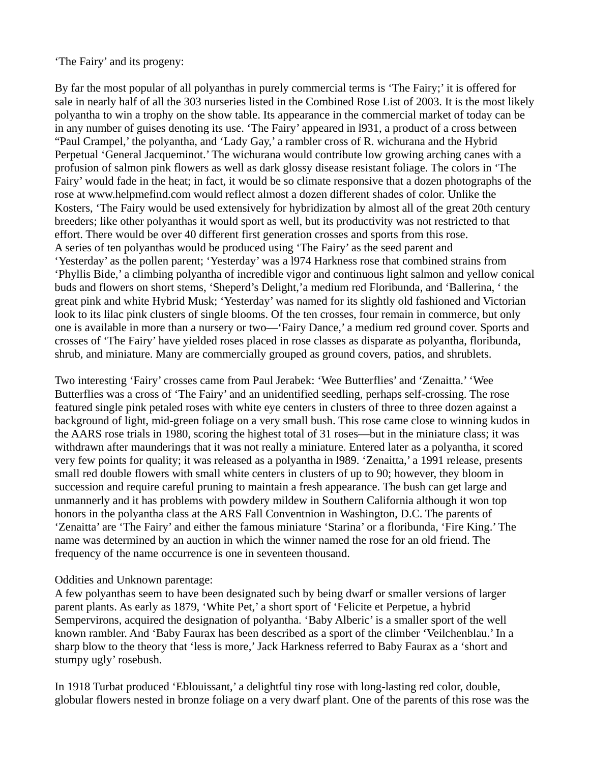‘The Fairy’ and its progeny:

By far the most popular of all polyanthas in purely commercial terms is ‘The Fairy;’ it is offered for sale in nearly half of all the 303 nurseries listed in the Combined Rose List of 2003. It is the most likely polyantha to win a trophy on the show table. Its appearance in the commercial market of today can be in any number of guises denoting its use. ‘The Fairy’ appeared in l931, a product of a cross between “Paul Crampel,’ the polyantha, and ‘Lady Gay,’ a rambler cross of R. wichurana and the Hybrid Perpetual ‘General Jacqueminot.’ The wichurana would contribute low growing arching canes with a profusion of salmon pink flowers as well as dark glossy disease resistant foliage. The colors in ‘The Fairy’ would fade in the heat; in fact, it would be so climate responsive that a dozen photographs of the rose at www.helpmefind.com would reflect almost a dozen different shades of color. Unlike the Kosters, ‘The Fairy would be used extensively for hybridization by almost all of the great 20th century breeders; like other polyanthas it would sport as well, but its productivity was not restricted to that effort. There would be over 40 different first generation crosses and sports from this rose.
A series of ten polyanthas would be produced using ‘The Fairy’ as the seed parent and ‘Yesterday’ as the pollen parent; ‘Yesterday’ was a l974 Harkness rose that combined strains from ‘Phyllis Bide,’ a climbing polyantha of incredible vigor and continuous light salmon and yellow conical buds and flowers on short stems, ‘Sheperd’s Delight,’a medium red Floribunda, and ‘Ballerina, ‘ the great pink and white Hybrid Musk; ‘Yesterday’ was named for its slightly old fashioned and Victorian look to its lilac pink clusters of single blooms. Of the ten crosses, four remain in commerce, but only one is available in more than a nursery or two—‘Fairy Dance,’ a medium red ground cover. Sports and crosses of ‘The Fairy’ have yielded roses placed in rose classes as disparate as polyantha, floribunda, shrub, and miniature. Many are commercially grouped as ground covers, patios, and shrublets.

Two interesting ‘Fairy’ crosses came from Paul Jerabek: ‘Wee Butterflies’ and ‘Zenaitta.’ ‘Wee Butterflies was a cross of ‘The Fairy’ and an unidentified seedling, perhaps self-crossing. The rose featured single pink petaled roses with white eye centers in clusters of three to three dozen against a background of light, mid-green foliage on a very small bush. This rose came close to winning kudos in the AARS rose trials in 1980, scoring the highest total of 31 roses—but in the miniature class; it was withdrawn after maunderings that it was not really a miniature. Entered later as a polyantha, it scored very few points for quality; it was released as a polyantha in l989. ‘Zenaitta,’ a 1991 release, presents small red double flowers with small white centers in clusters of up to 90; however, they bloom in succession and require careful pruning to maintain a fresh appearance. The bush can get large and unmannerly and it has problems with powdery mildew in Southern California although it won top honors in the polyantha class at the ARS Fall Conventnion in Washington, D.C. The parents of ‘Zenaitta’ are ‘The Fairy’ and either the famous miniature ‘Starina’ or a floribunda, ‘Fire King.’ The name was determined by an auction in which the winner named the rose for an old friend. The frequency of the name occurrence is one in seventeen thousand.

Oddities and Unknown parentage:
A few polyanthas seem to have been designated such by being dwarf or smaller versions of larger parent plants. As early as 1879, ‘White Pet,’ a short sport of ‘Felicite et Perpetue, a hybrid Sempervirons, acquired the designation of polyantha. ‘Baby Alberic’ is a smaller sport of the well known rambler. And ‘Baby Faurax has been described as a sport of the climber ‘Veilchenblau.’ In a sharp blow to the theory that ‘less is more,’ Jack Harkness referred to Baby Faurax as a ‘short and stumpy ugly’ rosebush.

In 1918 Turbat produced ‘Eblouissant,’ a delightful tiny rose with long-lasting red color, double, globular flowers nested in bronze foliage on a very dwarf plant. One of the parents of this rose was the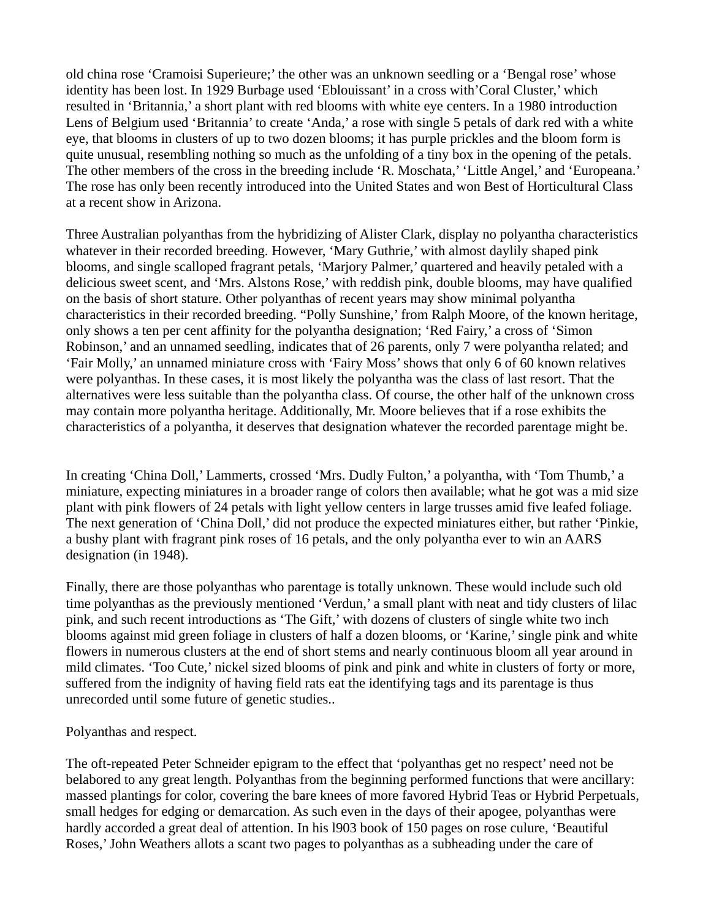old china rose ‘Cramoisi Superieure;’ the other was an unknown seedling or a ‘Bengal rose’ whose identity has been lost. In 1929 Burbage used ‘Eblouissant’ in a cross with’Coral Cluster,’ which resulted in ‘Britannia,’ a short plant with red blooms with white eye centers. In a 1980 introduction Lens of Belgium used ‘Britannia’ to create ‘Anda,’ a rose with single 5 petals of dark red with a white eye, that blooms in clusters of up to two dozen blooms; it has purple prickles and the bloom form is quite unusual, resembling nothing so much as the unfolding of a tiny box in the opening of the petals. The other members of the cross in the breeding include ‘R. Moschata,’ ‘Little Angel,’ and ‘Europeana.’ The rose has only been recently introduced into the United States and won Best of Horticultural Class at a recent show in Arizona.

Three Australian polyanthas from the hybridizing of Alister Clark, display no polyantha characteristics whatever in their recorded breeding. However, ‘Mary Guthrie,’ with almost daylily shaped pink blooms, and single scalloped fragrant petals, ‘Marjory Palmer,’ quartered and heavily petaled with a delicious sweet scent, and ‘Mrs. Alstons Rose,’ with reddish pink, double blooms, may have qualified on the basis of short stature. Other polyanthas of recent years may show minimal polyantha characteristics in their recorded breeding. “Polly Sunshine,’ from Ralph Moore, of the known heritage, only shows a ten per cent affinity for the polyantha designation; ‘Red Fairy,’ a cross of ‘Simon Robinson,’ and an unnamed seedling, indicates that of 26 parents, only 7 were polyantha related; and ‘Fair Molly,’ an unnamed miniature cross with ‘Fairy Moss’ shows that only 6 of 60 known relatives were polyanthas. In these cases, it is most likely the polyantha was the class of last resort. That the alternatives were less suitable than the polyantha class. Of course, the other half of the unknown cross may contain more polyantha heritage. Additionally, Mr. Moore believes that if a rose exhibits the characteristics of a polyantha, it deserves that designation whatever the recorded parentage might be.

In creating ‘China Doll,’ Lammerts, crossed ‘Mrs. Dudly Fulton,’ a polyantha, with ‘Tom Thumb,’ a miniature, expecting miniatures in a broader range of colors then available; what he got was a mid size plant with pink flowers of 24 petals with light yellow centers in large trusses amid five leafed foliage. The next generation of ‘China Doll,’ did not produce the expected miniatures either, but rather ‘Pinkie, a bushy plant with fragrant pink roses of 16 petals, and the only polyantha ever to win an AARS designation (in 1948).

Finally, there are those polyanthas who parentage is totally unknown. These would include such old time polyanthas as the previously mentioned ‘Verdun,’ a small plant with neat and tidy clusters of lilac pink, and such recent introductions as ‘The Gift,’ with dozens of clusters of single white two inch blooms against mid green foliage in clusters of half a dozen blooms, or ‘Karine,’ single pink and white flowers in numerous clusters at the end of short stems and nearly continuous bloom all year around in mild climates. ‘Too Cute,’ nickel sized blooms of pink and pink and white in clusters of forty or more, suffered from the indignity of having field rats eat the identifying tags and its parentage is thus unrecorded until some future of genetic studies..

Polyanthas and respect.

The oft-repeated Peter Schneider epigram to the effect that ‘polyanthas get no respect’ need not be belabored to any great length. Polyanthas from the beginning performed functions that were ancillary: massed plantings for color, covering the bare knees of more favored Hybrid Teas or Hybrid Perpetuals, small hedges for edging or demarcation. As such even in the days of their apogee, polyanthas were hardly accorded a great deal of attention. In his l903 book of 150 pages on rose culure, ‘Beautiful Roses,’ John Weathers allots a scant two pages to polyanthas as a subheading under the care of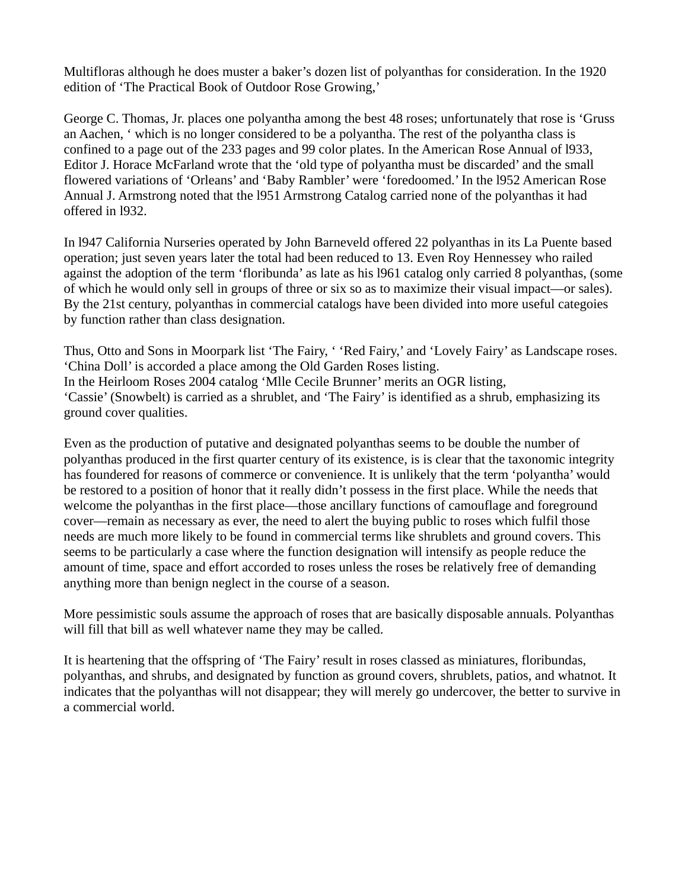Multifloras although he does muster a baker's dozen list of polyanthas for consideration. In the 1920 edition of 'The Practical Book of Outdoor Rose Growing,'

George C. Thomas, Jr. places one polyantha among the best 48 roses; unfortunately that rose is 'Gruss an Aachen, ' which is no longer considered to be a polyantha. The rest of the polyantha class is confined to a page out of the 233 pages and 99 color plates. In the American Rose Annual of l933, Editor J. Horace McFarland wrote that the 'old type of polyantha must be discarded' and the small flowered variations of 'Orleans' and 'Baby Rambler' were 'foredoomed.' In the l952 American Rose Annual J. Armstrong noted that the l951 Armstrong Catalog carried none of the polyanthas it had offered in l932.

In l947 California Nurseries operated by John Barneveld offered 22 polyanthas in its La Puente based operation; just seven years later the total had been reduced to 13. Even Roy Hennessey who railed against the adoption of the term 'floribunda' as late as his l961 catalog only carried 8 polyanthas, (some of which he would only sell in groups of three or six so as to maximize their visual impact—or sales). By the 21st century, polyanthas in commercial catalogs have been divided into more useful categoies by function rather than class designation.

Thus, Otto and Sons in Moorpark list 'The Fairy, ' 'Red Fairy,' and 'Lovely Fairy' as Landscape roses. 'China Doll' is accorded a place among the Old Garden Roses listing.
In the Heirloom Roses 2004 catalog 'Mlle Cecile Brunner' merits an OGR listing,
'Cassie' (Snowbelt) is carried as a shrublet, and 'The Fairy' is identified as a shrub, emphasizing its ground cover qualities.

Even as the production of putative and designated polyanthas seems to be double the number of polyanthas produced in the first quarter century of its existence, is is clear that the taxonomic integrity has foundered for reasons of commerce or convenience. It is unlikely that the term 'polyantha' would be restored to a position of honor that it really didn't possess in the first place. While the needs that welcome the polyanthas in the first place—those ancillary functions of camouflage and foreground cover—remain as necessary as ever, the need to alert the buying public to roses which fulfil those needs are much more likely to be found in commercial terms like shrublets and ground covers. This seems to be particularly a case where the function designation will intensify as people reduce the amount of time, space and effort accorded to roses unless the roses be relatively free of demanding anything more than benign neglect in the course of a season.

More pessimistic souls assume the approach of roses that are basically disposable annuals. Polyanthas will fill that bill as well whatever name they may be called.

It is heartening that the offspring of 'The Fairy' result in roses classed as miniatures, floribundas, polyanthas, and shrubs, and designated by function as ground covers, shrublets, patios, and whatnot. It indicates that the polyanthas will not disappear; they will merely go undercover, the better to survive in a commercial world.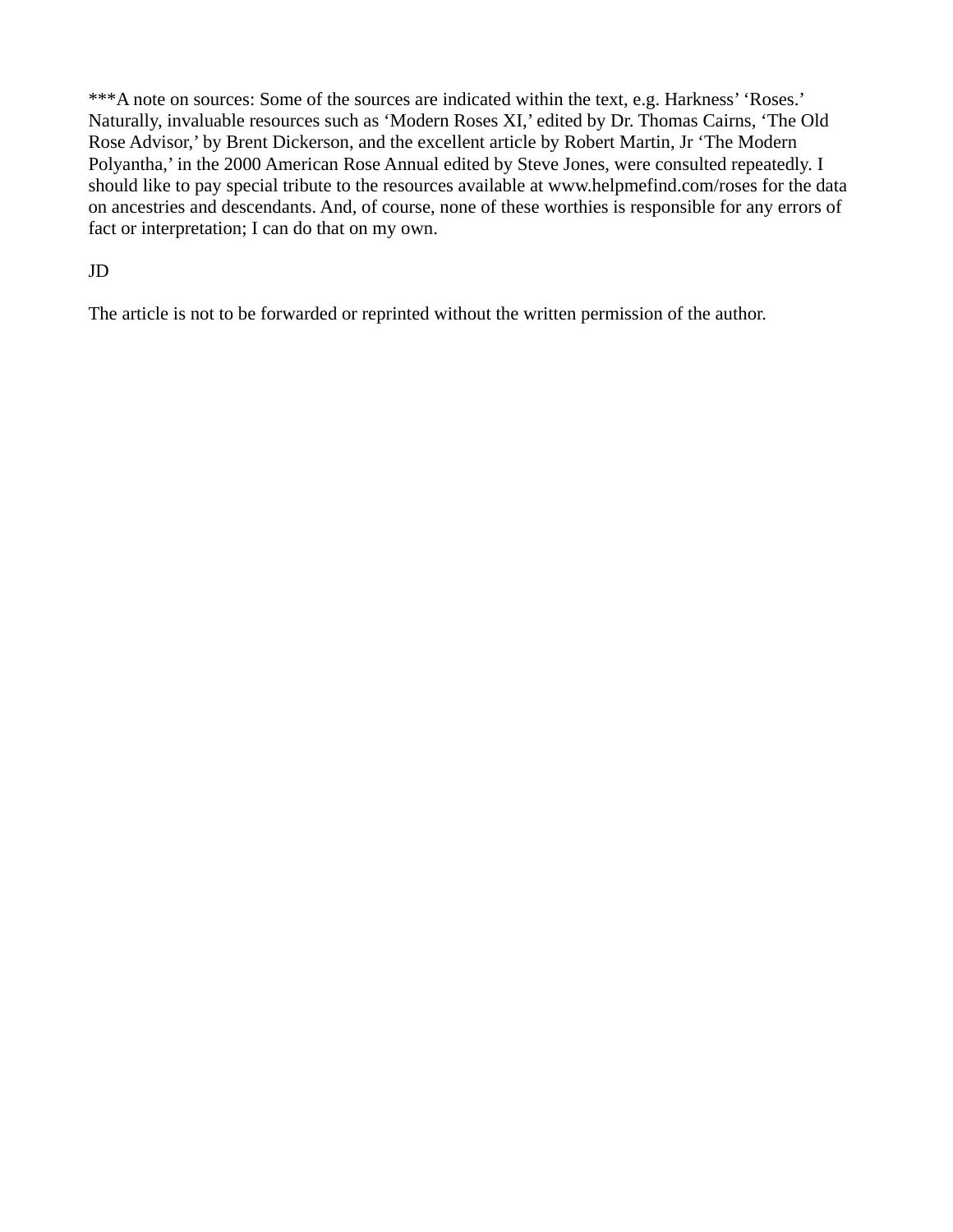***A note on sources: Some of the sources are indicated within the text, e.g. Harkness' 'Roses.' Naturally, invaluable resources such as 'Modern Roses XI,' edited by Dr. Thomas Cairns, 'The Old Rose Advisor,' by Brent Dickerson, and the excellent article by Robert Martin, Jr 'The Modern Polyantha,' in the 2000 American Rose Annual edited by Steve Jones, were consulted repeatedly. I should like to pay special tribute to the resources available at www.helpmefind.com/roses for the data on ancestries and descendants. And, of course, none of these worthies is responsible for any errors of fact or interpretation; I can do that on my own.

JD

The article is not to be forwarded or reprinted without the written permission of the author.